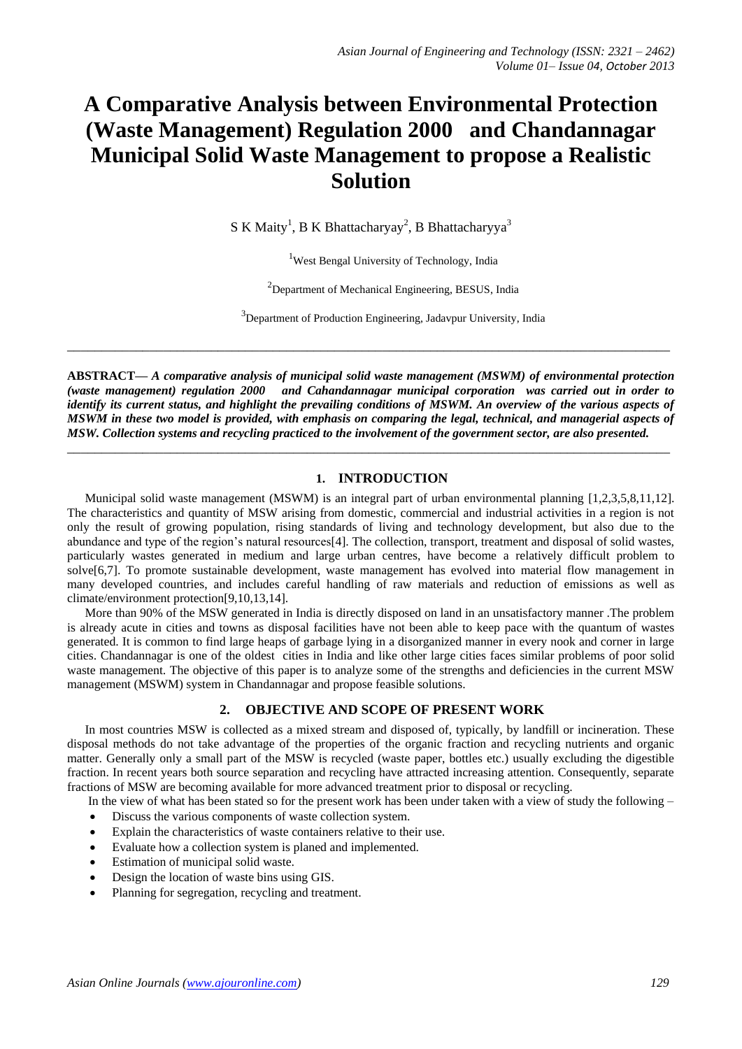# A Comparative Analysis between Environmental Protection (Waste Management) Regulation 2000 and Chandannagar Municipal Solid Waste Management to propose a Realistic Solution

S K Maity[1], B K Bhattacharyay[2], B Bhattacharyya[3]

[1]West Bengal University of Technology, India

[2]Department of Mechanical Engineering, BESUS, India

[3]Department of Production Engineering, Jadavpur University, India

---

**ABSTRACT—** ***A comparative analysis of municipal solid waste management (MSWM) of environmental protection (waste management) regulation 2000 and Cahandannagar municipal corporation was carried out in order to identify its current status, and highlight the prevailing conditions of MSWM. An overview of the various aspects of MSWM in these two model is provided, with emphasis on comparing the legal, technical, and managerial aspects of MSW. Collection systems and recycling practiced to the involvement of the government sector, are also presented.***

---

## 1. INTRODUCTION

Municipal solid waste management (MSWM) is an integral part of urban environmental planning [1,2,3,5,8,11,12]. The characteristics and quantity of MSW arising from domestic, commercial and industrial activities in a region is not only the result of growing population, rising standards of living and technology development, but also due to the abundance and type of the region's natural resources[4]. The collection, transport, treatment and disposal of solid wastes, particularly wastes generated in medium and large urban centres, have become a relatively difficult problem to solve[6,7]. To promote sustainable development, waste management has evolved into material flow management in many developed countries, and includes careful handling of raw materials and reduction of emissions as well as climate/environment protection[9,10,13,14].

More than 90% of the MSW generated in India is directly disposed on land in an unsatisfactory manner .The problem is already acute in cities and towns as disposal facilities have not been able to keep pace with the quantum of wastes generated. It is common to find large heaps of garbage lying in a disorganized manner in every nook and corner in large cities. Chandannagar is one of the oldest cities in India and like other large cities faces similar problems of poor solid waste management. The objective of this paper is to analyze some of the strengths and deficiencies in the current MSW management (MSWM) system in Chandannagar and propose feasible solutions.

## 2. OBJECTIVE AND SCOPE OF PRESENT WORK

In most countries MSW is collected as a mixed stream and disposed of, typically, by landfill or incineration. These disposal methods do not take advantage of the properties of the organic fraction and recycling nutrients and organic matter. Generally only a small part of the MSW is recycled (waste paper, bottles etc.) usually excluding the digestible fraction. In recent years both source separation and recycling have attracted increasing attention. Consequently, separate fractions of MSW are becoming available for more advanced treatment prior to disposal or recycling.

In the view of what has been stated so for the present work has been under taken with a view of study the following –

- Discuss the various components of waste collection system.
- Explain the characteristics of waste containers relative to their use.
- Evaluate how a collection system is planed and implemented.
- Estimation of municipal solid waste.
- Design the location of waste bins using GIS.
- Planning for segregation, recycling and treatment.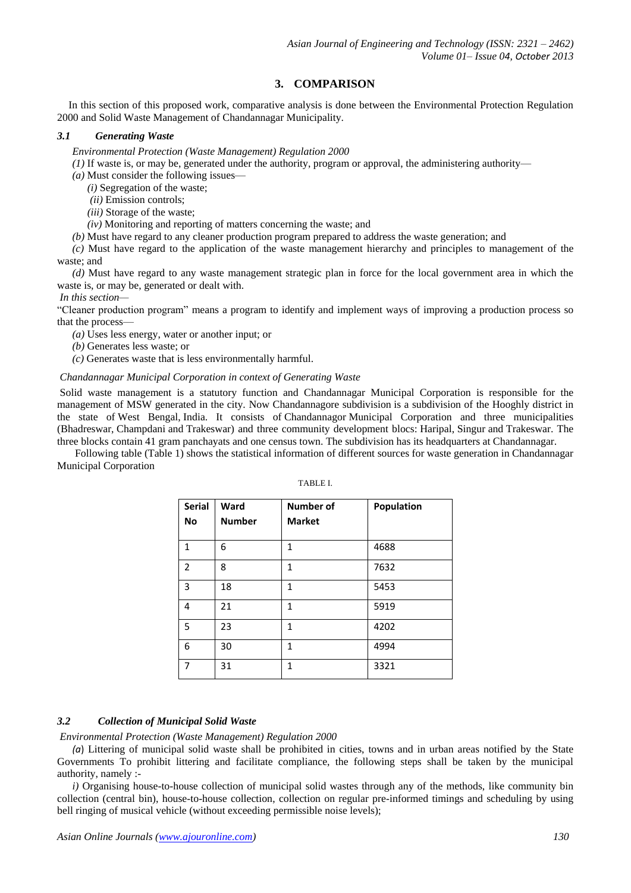## 3. COMPARISON

In this section of this proposed work, comparative analysis is done between the Environmental Protection Regulation 2000 and Solid Waste Management of Chandannagar Municipality.

### *3.1 Generating Waste*

*Environmental Protection (Waste Management) Regulation 2000*

*(1)* If waste is, or may be, generated under the authority, program or approval, the administering authority—

*(a)* Must consider the following issues—

*(i)* Segregation of the waste;

*(ii)* Emission controls;

*(iii)* Storage of the waste;

*(iv)* Monitoring and reporting of matters concerning the waste; and

*(b)* Must have regard to any cleaner production program prepared to address the waste generation; and

*(c)* Must have regard to the application of the waste management hierarchy and principles to management of the waste; and

*(d)* Must have regard to any waste management strategic plan in force for the local government area in which the waste is, or may be, generated or dealt with.

*In this section*—

"Cleaner production program" means a program to identify and implement ways of improving a production process so that the process—

*(a)* Uses less energy, water or another input; or

*(b)* Generates less waste; or

*(c)* Generates waste that is less environmentally harmful.

*Chandannagar Municipal Corporation in context of Generating Waste*

Solid waste management is a statutory function and Chandannagar Municipal Corporation is responsible for the management of MSW generated in the city. Now Chandannagore subdivision is a subdivision of the Hooghly district in the state of West Bengal, India. It consists of Chandannagor Municipal Corporation and three municipalities (Bhadreswar, Champdani and Trakeswar) and three community development blocs: Haripal, Singur and Trakeswar. The three blocks contain 41 gram panchayats and one census town. The subdivision has its headquarters at Chandannagar.

Following table (Table 1) shows the statistical information of different sources for waste generation in Chandannagar Municipal Corporation

TABLE I.

| Serial No | Ward Number | Number of Market | Population |
|---|---|---|---|
| 1 | 6 | 1 | 4688 |
| 2 | 8 | 1 | 7632 |
| 3 | 18 | 1 | 5453 |
| 4 | 21 | 1 | 5919 |
| 5 | 23 | 1 | 4202 |
| 6 | 30 | 1 | 4994 |
| 7 | 31 | 1 | 3321 |

### *3.2 Collection of Municipal Solid Waste*

*Environmental Protection (Waste Management) Regulation 2000*

*(a)* Littering of municipal solid waste shall be prohibited in cities, towns and in urban areas notified by the State Governments To prohibit littering and facilitate compliance, the following steps shall be taken by the municipal authority, namely :-

*i)* Organising house-to-house collection of municipal solid wastes through any of the methods, like community bin collection (central bin), house-to-house collection, collection on regular pre-informed timings and scheduling by using bell ringing of musical vehicle (without exceeding permissible noise levels);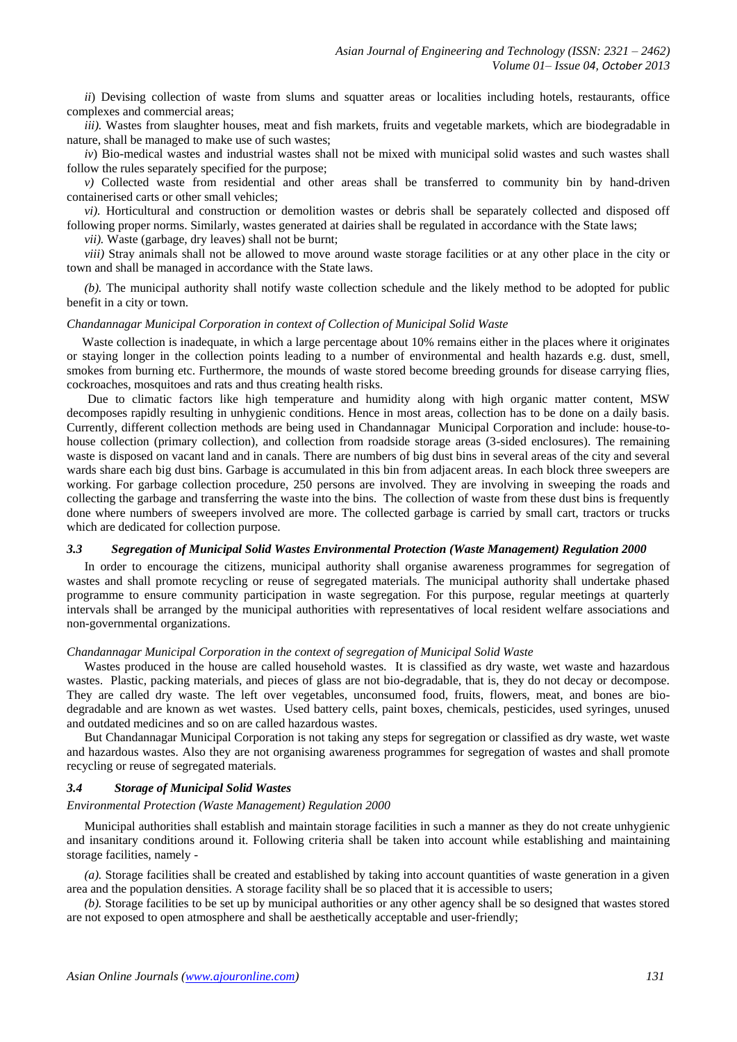*ii*) Devising collection of waste from slums and squatter areas or localities including hotels, restaurants, office complexes and commercial areas;

*iii).* Wastes from slaughter houses, meat and fish markets, fruits and vegetable markets, which are biodegradable in nature, shall be managed to make use of such wastes;

*iv*) Bio-medical wastes and industrial wastes shall not be mixed with municipal solid wastes and such wastes shall follow the rules separately specified for the purpose;

*v)* Collected waste from residential and other areas shall be transferred to community bin by hand-driven containerised carts or other small vehicles;

*vi).* Horticultural and construction or demolition wastes or debris shall be separately collected and disposed off following proper norms. Similarly, wastes generated at dairies shall be regulated in accordance with the State laws;

*vii).* Waste (garbage, dry leaves) shall not be burnt;

*viii)* Stray animals shall not be allowed to move around waste storage facilities or at any other place in the city or town and shall be managed in accordance with the State laws.

*(b).* The municipal authority shall notify waste collection schedule and the likely method to be adopted for public benefit in a city or town.

*Chandannagar Municipal Corporation in context of Collection of Municipal Solid Waste*

Waste collection is inadequate, in which a large percentage about 10% remains either in the places where it originates or staying longer in the collection points leading to a number of environmental and health hazards e.g. dust, smell, smokes from burning etc. Furthermore, the mounds of waste stored become breeding grounds for disease carrying flies, cockroaches, mosquitoes and rats and thus creating health risks.

Due to climatic factors like high temperature and humidity along with high organic matter content, MSW decomposes rapidly resulting in unhygienic conditions. Hence in most areas, collection has to be done on a daily basis. Currently, different collection methods are being used in Chandannagar Municipal Corporation and include: house-to-house collection (primary collection), and collection from roadside storage areas (3-sided enclosures). The remaining waste is disposed on vacant land and in canals. There are numbers of big dust bins in several areas of the city and several wards share each big dust bins. Garbage is accumulated in this bin from adjacent areas. In each block three sweepers are working. For garbage collection procedure, 250 persons are involved. They are involving in sweeping the roads and collecting the garbage and transferring the waste into the bins. The collection of waste from these dust bins is frequently done where numbers of sweepers involved are more. The collected garbage is carried by small cart, tractors or trucks which are dedicated for collection purpose.

### *3.3 Segregation of Municipal Solid Wastes Environmental Protection (Waste Management) Regulation 2000*

In order to encourage the citizens, municipal authority shall organise awareness programmes for segregation of wastes and shall promote recycling or reuse of segregated materials. The municipal authority shall undertake phased programme to ensure community participation in waste segregation. For this purpose, regular meetings at quarterly intervals shall be arranged by the municipal authorities with representatives of local resident welfare associations and non-governmental organizations.

*Chandannagar Municipal Corporation in the context of segregation of Municipal Solid Waste*

Wastes produced in the house are called household wastes. It is classified as dry waste, wet waste and hazardous wastes. Plastic, packing materials, and pieces of glass are not bio-degradable, that is, they do not decay or decompose. They are called dry waste. The left over vegetables, unconsumed food, fruits, flowers, meat, and bones are bio-degradable and are known as wet wastes. Used battery cells, paint boxes, chemicals, pesticides, used syringes, unused and outdated medicines and so on are called hazardous wastes.

But Chandannagar Municipal Corporation is not taking any steps for segregation or classified as dry waste, wet waste and hazardous wastes. Also they are not organising awareness programmes for segregation of wastes and shall promote recycling or reuse of segregated materials.

### *3.4 Storage of Municipal Solid Wastes*

*Environmental Protection (Waste Management) Regulation 2000*

Municipal authorities shall establish and maintain storage facilities in such a manner as they do not create unhygienic and insanitary conditions around it. Following criteria shall be taken into account while establishing and maintaining storage facilities, namely -

*(a).* Storage facilities shall be created and established by taking into account quantities of waste generation in a given area and the population densities. A storage facility shall be so placed that it is accessible to users;

*(b).* Storage facilities to be set up by municipal authorities or any other agency shall be so designed that wastes stored are not exposed to open atmosphere and shall be aesthetically acceptable and user-friendly;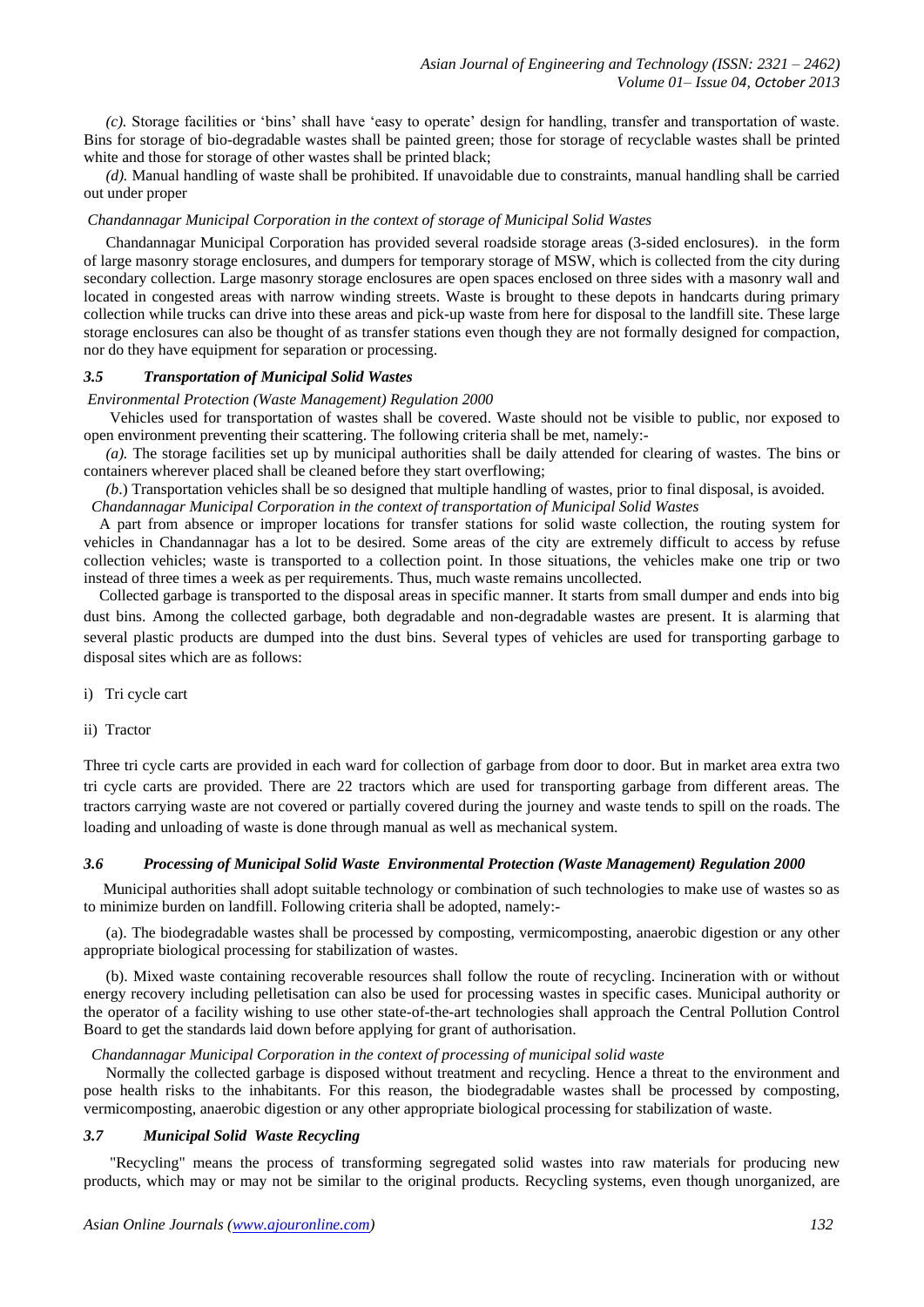*(c).* Storage facilities or 'bins' shall have 'easy to operate' design for handling, transfer and transportation of waste. Bins for storage of bio-degradable wastes shall be painted green; those for storage of recyclable wastes shall be printed white and those for storage of other wastes shall be printed black;

*(d).* Manual handling of waste shall be prohibited. If unavoidable due to constraints, manual handling shall be carried out under proper

*Chandannagar Municipal Corporation in the context of storage of Municipal Solid Wastes*

Chandannagar Municipal Corporation has provided several roadside storage areas (3-sided enclosures). in the form of large masonry storage enclosures, and dumpers for temporary storage of MSW, which is collected from the city during secondary collection. Large masonry storage enclosures are open spaces enclosed on three sides with a masonry wall and located in congested areas with narrow winding streets. Waste is brought to these depots in handcarts during primary collection while trucks can drive into these areas and pick-up waste from here for disposal to the landfill site. These large storage enclosures can also be thought of as transfer stations even though they are not formally designed for compaction, nor do they have equipment for separation or processing.

### *3.5 Transportation of Municipal Solid Wastes*

*Environmental Protection (Waste Management) Regulation 2000*

Vehicles used for transportation of wastes shall be covered. Waste should not be visible to public, nor exposed to open environment preventing their scattering. The following criteria shall be met, namely:-

*(a).* The storage facilities set up by municipal authorities shall be daily attended for clearing of wastes. The bins or containers wherever placed shall be cleaned before they start overflowing;

*(b.)* Transportation vehicles shall be so designed that multiple handling of wastes, prior to final disposal, is avoided.

*Chandannagar Municipal Corporation in the context of transportation of Municipal Solid Wastes*

A part from absence or improper locations for transfer stations for solid waste collection, the routing system for vehicles in Chandannagar has a lot to be desired. Some areas of the city are extremely difficult to access by refuse collection vehicles; waste is transported to a collection point. In those situations, the vehicles make one trip or two instead of three times a week as per requirements. Thus, much waste remains uncollected.

Collected garbage is transported to the disposal areas in specific manner. It starts from small dumper and ends into big dust bins. Among the collected garbage, both degradable and non-degradable wastes are present. It is alarming that several plastic products are dumped into the dust bins. Several types of vehicles are used for transporting garbage to disposal sites which are as follows:

i) Tri cycle cart

ii) Tractor

Three tri cycle carts are provided in each ward for collection of garbage from door to door. But in market area extra two tri cycle carts are provided. There are 22 tractors which are used for transporting garbage from different areas. The tractors carrying waste are not covered or partially covered during the journey and waste tends to spill on the roads. The loading and unloading of waste is done through manual as well as mechanical system.

### *3.6 Processing of Municipal Solid Waste Environmental Protection (Waste Management) Regulation 2000*

Municipal authorities shall adopt suitable technology or combination of such technologies to make use of wastes so as to minimize burden on landfill. Following criteria shall be adopted, namely:-

(a). The biodegradable wastes shall be processed by composting, vermicomposting, anaerobic digestion or any other appropriate biological processing for stabilization of wastes.

(b). Mixed waste containing recoverable resources shall follow the route of recycling. Incineration with or without energy recovery including pelletisation can also be used for processing wastes in specific cases. Municipal authority or the operator of a facility wishing to use other state-of-the-art technologies shall approach the Central Pollution Control Board to get the standards laid down before applying for grant of authorisation.

*Chandannagar Municipal Corporation in the context of processing of municipal solid waste*

Normally the collected garbage is disposed without treatment and recycling. Hence a threat to the environment and pose health risks to the inhabitants. For this reason, the biodegradable wastes shall be processed by composting, vermicomposting, anaerobic digestion or any other appropriate biological processing for stabilization of waste.

### *3.7 Municipal Solid Waste Recycling*

"Recycling" means the process of transforming segregated solid wastes into raw materials for producing new products, which may or may not be similar to the original products. Recycling systems, even though unorganized, are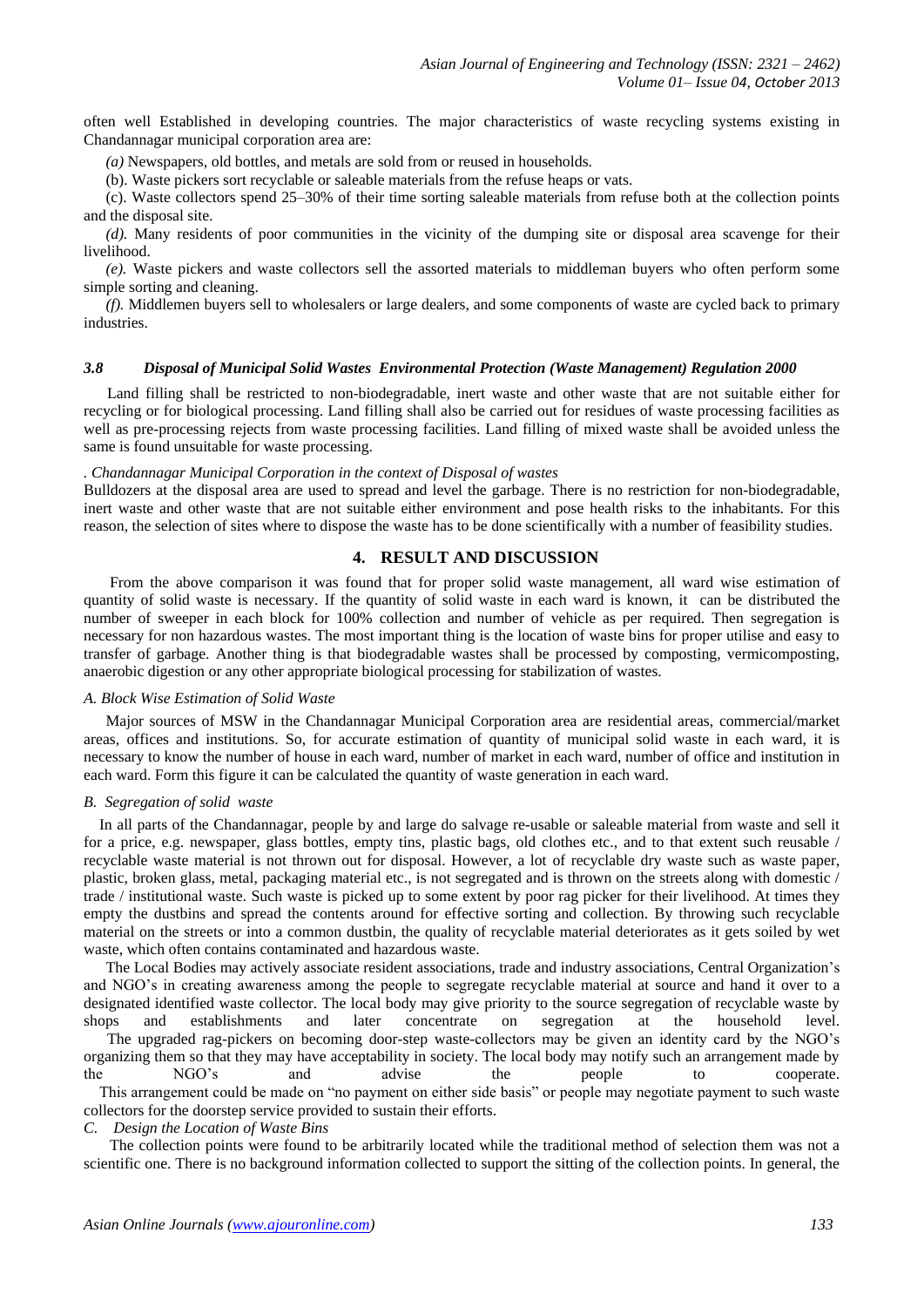often well Established in developing countries. The major characteristics of waste recycling systems existing in Chandannagar municipal corporation area are:

*(a)* Newspapers, old bottles, and metals are sold from or reused in households.

(b). Waste pickers sort recyclable or saleable materials from the refuse heaps or vats.

(c). Waste collectors spend 25–30% of their time sorting saleable materials from refuse both at the collection points and the disposal site.

*(d).* Many residents of poor communities in the vicinity of the dumping site or disposal area scavenge for their livelihood.

*(e).* Waste pickers and waste collectors sell the assorted materials to middleman buyers who often perform some simple sorting and cleaning.

*(f).* Middlemen buyers sell to wholesalers or large dealers, and some components of waste are cycled back to primary industries.

### *3.8 Disposal of Municipal Solid Wastes Environmental Protection (Waste Management) Regulation 2000*

Land filling shall be restricted to non-biodegradable, inert waste and other waste that are not suitable either for recycling or for biological processing. Land filling shall also be carried out for residues of waste processing facilities as well as pre-processing rejects from waste processing facilities. Land filling of mixed waste shall be avoided unless the same is found unsuitable for waste processing.

*. Chandannagar Municipal Corporation in the context of Disposal of wastes*

Bulldozers at the disposal area are used to spread and level the garbage. There is no restriction for non-biodegradable, inert waste and other waste that are not suitable either environment and pose health risks to the inhabitants. For this reason, the selection of sites where to dispose the waste has to be done scientifically with a number of feasibility studies.

## 4. RESULT AND DISCUSSION

From the above comparison it was found that for proper solid waste management, all ward wise estimation of quantity of solid waste is necessary. If the quantity of solid waste in each ward is known, it can be distributed the number of sweeper in each block for 100% collection and number of vehicle as per required. Then segregation is necessary for non hazardous wastes. The most important thing is the location of waste bins for proper utilise and easy to transfer of garbage. Another thing is that biodegradable wastes shall be processed by composting, vermicomposting, anaerobic digestion or any other appropriate biological processing for stabilization of wastes.

### *A. Block Wise Estimation of Solid Waste*

Major sources of MSW in the Chandannagar Municipal Corporation area are residential areas, commercial/market areas, offices and institutions. So, for accurate estimation of quantity of municipal solid waste in each ward, it is necessary to know the number of house in each ward, number of market in each ward, number of office and institution in each ward. Form this figure it can be calculated the quantity of waste generation in each ward.

### *B. Segregation of solid waste*

In all parts of the Chandannagar, people by and large do salvage re-usable or saleable material from waste and sell it for a price, e.g. newspaper, glass bottles, empty tins, plastic bags, old clothes etc., and to that extent such reusable / recyclable waste material is not thrown out for disposal. However, a lot of recyclable dry waste such as waste paper, plastic, broken glass, metal, packaging material etc., is not segregated and is thrown on the streets along with domestic / trade / institutional waste. Such waste is picked up to some extent by poor rag picker for their livelihood. At times they empty the dustbins and spread the contents around for effective sorting and collection. By throwing such recyclable material on the streets or into a common dustbin, the quality of recyclable material deteriorates as it gets soiled by wet waste, which often contains contaminated and hazardous waste.

The Local Bodies may actively associate resident associations, trade and industry associations, Central Organization's and NGO's in creating awareness among the people to segregate recyclable material at source and hand it over to a designated identified waste collector. The local body may give priority to the source segregation of recyclable waste by shops and establishments and later concentrate on segregation at the household level.

The upgraded rag-pickers on becoming door-step waste-collectors may be given an identity card by the NGO's organizing them so that they may have acceptability in society. The local body may notify such an arrangement made by the NGO's and advise the people to cooperate.

This arrangement could be made on "no payment on either side basis" or people may negotiate payment to such waste collectors for the doorstep service provided to sustain their efforts.

### *C. Design the Location of Waste Bins*

The collection points were found to be arbitrarily located while the traditional method of selection them was not a scientific one. There is no background information collected to support the sitting of the collection points. In general, the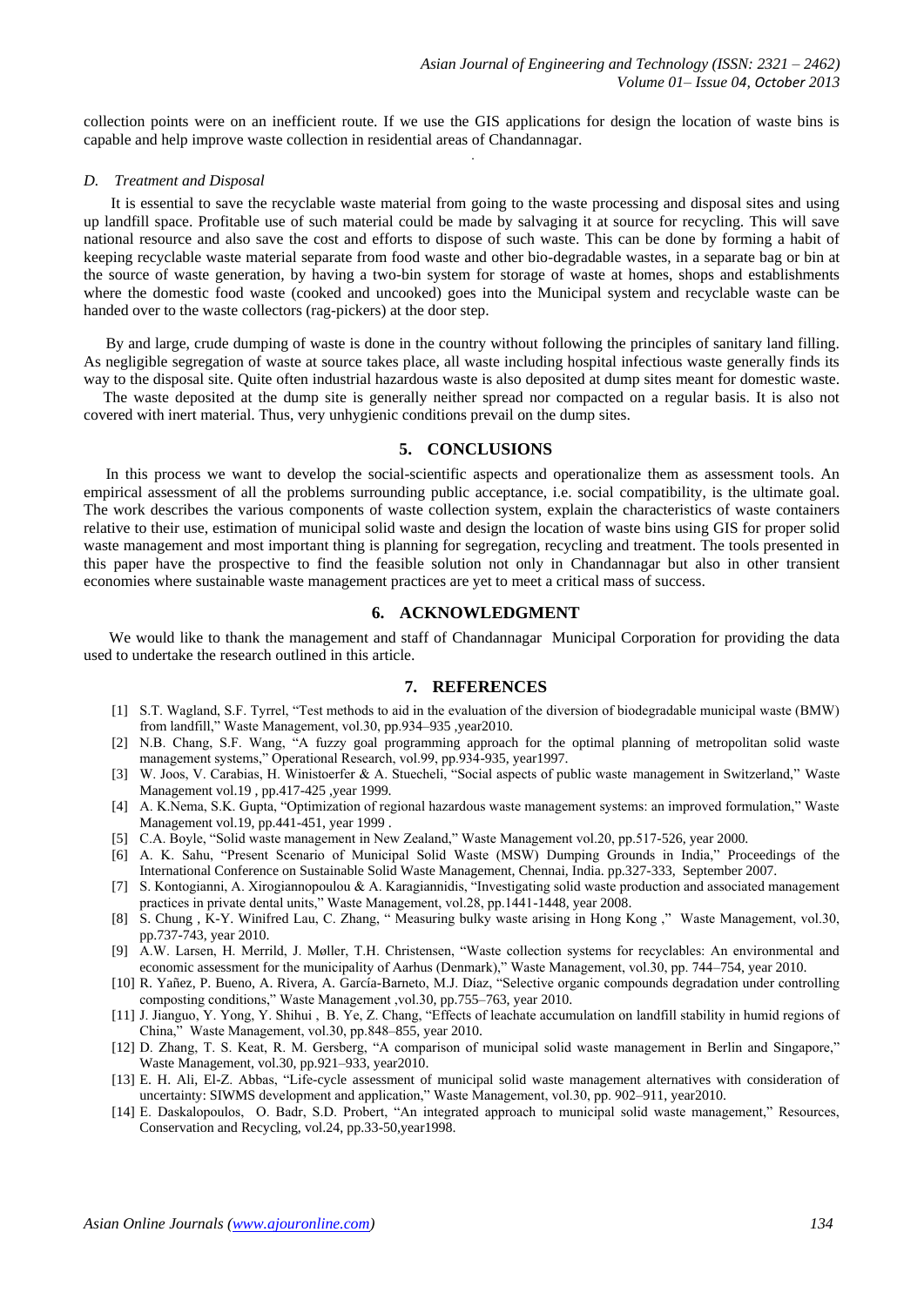collection points were on an inefficient route. If we use the GIS applications for design the location of waste bins is capable and help improve waste collection in residential areas of Chandannagar.

### *D. Treatment and Disposal*

It is essential to save the recyclable waste material from going to the waste processing and disposal sites and using up landfill space. Profitable use of such material could be made by salvaging it at source for recycling. This will save national resource and also save the cost and efforts to dispose of such waste. This can be done by forming a habit of keeping recyclable waste material separate from food waste and other bio-degradable wastes, in a separate bag or bin at the source of waste generation, by having a two-bin system for storage of waste at homes, shops and establishments where the domestic food waste (cooked and uncooked) goes into the Municipal system and recyclable waste can be handed over to the waste collectors (rag-pickers) at the door step.

By and large, crude dumping of waste is done in the country without following the principles of sanitary land filling. As negligible segregation of waste at source takes place, all waste including hospital infectious waste generally finds its way to the disposal site. Quite often industrial hazardous waste is also deposited at dump sites meant for domestic waste. The waste deposited at the dump site is generally neither spread nor compacted on a regular basis. It is also not covered with inert material. Thus, very unhygienic conditions prevail on the dump sites.

## 5. CONCLUSIONS

In this process we want to develop the social-scientific aspects and operationalize them as assessment tools. An empirical assessment of all the problems surrounding public acceptance, i.e. social compatibility, is the ultimate goal. The work describes the various components of waste collection system, explain the characteristics of waste containers relative to their use, estimation of municipal solid waste and design the location of waste bins using GIS for proper solid waste management and most important thing is planning for segregation, recycling and treatment. The tools presented in this paper have the prospective to find the feasible solution not only in Chandannagar but also in other transient economies where sustainable waste management practices are yet to meet a critical mass of success.

## 6. ACKNOWLEDGMENT

We would like to thank the management and staff of Chandannagar Municipal Corporation for providing the data used to undertake the research outlined in this article.

## 7. REFERENCES

[1] S.T. Wagland, S.F. Tyrrel, "Test methods to aid in the evaluation of the diversion of biodegradable municipal waste (BMW) from landfill," Waste Management, vol.30, pp.934–935 ,year2010.

[2] N.B. Chang, S.F. Wang, "A fuzzy goal programming approach for the optimal planning of metropolitan solid waste management systems," Operational Research, vol.99, pp.934-935, year1997.

[3] W. Joos, V. Carabias, H. Winistoerfer & A. Stuecheli, "Social aspects of public waste management in Switzerland," Waste Management vol.19 , pp.417-425 ,year 1999.

[4] A. K.Nema, S.K. Gupta, "Optimization of regional hazardous waste management systems: an improved formulation," Waste Management vol.19, pp.441-451, year 1999 .

[5] C.A. Boyle, "Solid waste management in New Zealand," Waste Management vol.20, pp.517-526, year 2000.

[6] A. K. Sahu, "Present Scenario of Municipal Solid Waste (MSW) Dumping Grounds in India," Proceedings of the International Conference on Sustainable Solid Waste Management, Chennai, India. pp.327-333, September 2007.

[7] S. Kontogianni, A. Xirogiannopoulou & A. Karagiannidis, "Investigating solid waste production and associated management practices in private dental units," Waste Management, vol.28, pp.1441-1448, year 2008.

[8] S. Chung , K-Y. Winifred Lau, C. Zhang, " Measuring bulky waste arising in Hong Kong ," Waste Management, vol.30, pp.737-743, year 2010.

[9] A.W. Larsen, H. Merrild, J. Møller, T.H. Christensen, "Waste collection systems for recyclables: An environmental and economic assessment for the municipality of Aarhus (Denmark)," Waste Management, vol.30, pp. 744–754, year 2010.

[10] R. Yañez, P. Bueno, A. Rivera, A. García-Barneto, M.J. Díaz, "Selective organic compounds degradation under controlling composting conditions," Waste Management ,vol.30, pp.755–763, year 2010.

[11] J. Jianguo, Y. Yong, Y. Shihui , B. Ye, Z. Chang, "Effects of leachate accumulation on landfill stability in humid regions of China," Waste Management, vol.30, pp.848–855, year 2010.

[12] D. Zhang, T. S. Keat, R. M. Gersberg, "A comparison of municipal solid waste management in Berlin and Singapore," Waste Management, vol.30, pp.921–933, year2010.

[13] E. H. Ali, El-Z. Abbas, "Life-cycle assessment of municipal solid waste management alternatives with consideration of uncertainty: SIWMS development and application," Waste Management, vol.30, pp. 902–911, year2010.

[14] E. Daskalopoulos, O. Badr, S.D. Probert, "An integrated approach to municipal solid waste management," Resources, Conservation and Recycling, vol.24, pp.33-50,year1998.